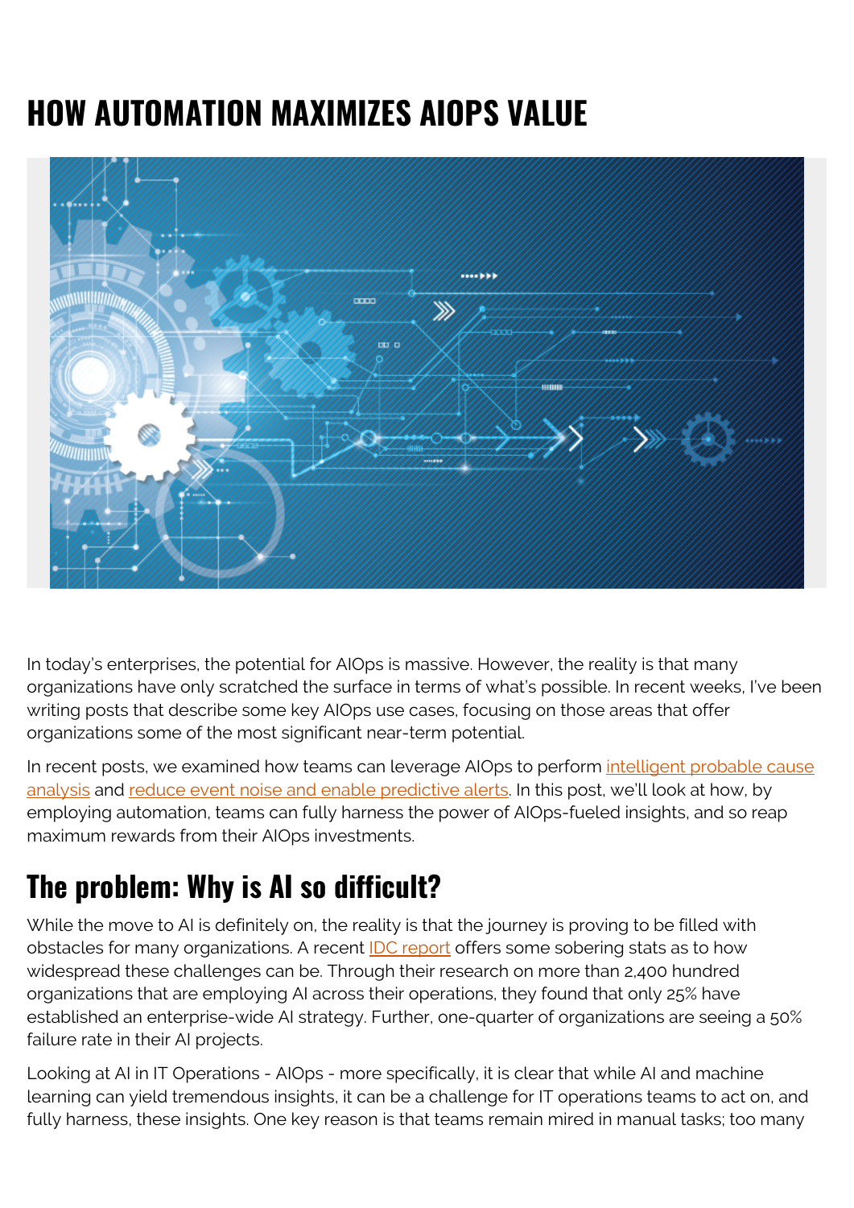# HOW AUTOMATION MAXIMIZES AIOPS VALUE

In today's enterprises, the potential for AIOps is massive. However, the reality is that many organizations have only scratched the surface in terms of what's possible. In recent weeks, I've been writing posts that describe some key AIOps use cases, focusing on those areas that offer organizations some of the most significant near-term potential.

In recent posts, we examined how teams can leverage AIOps to perform intelligent probable cause analysis and reduce event noise and enable predictive alerts. In this post, we'll look at how, by employing automation, teams can fully harness the power of AIOps-fueled insights, and so reap maximum rewards from their AIOps investments.

## The problem: Why is AI so difficult?

While the move to AI is definitely on, the reality is that the journey is proving to be filled with obstacles for many organizations. A recent IDC report offers some sobering stats as to how widespread these challenges can be. Through their research on more than 2,400 hundred organizations that are employing AI across their operations, they found that only 25% have established an enterprise-wide AI strategy. Further, one-quarter of organizations are seeing a 50% failure rate in their AI projects.

Looking at AI in IT Operations - AIOps - more specifically, it is clear that while AI and machine learning can yield tremendous insights, it can be a challenge for IT operations teams to act on, and fully harness, these insights. One key reason is that teams remain mired in manual tasks; too many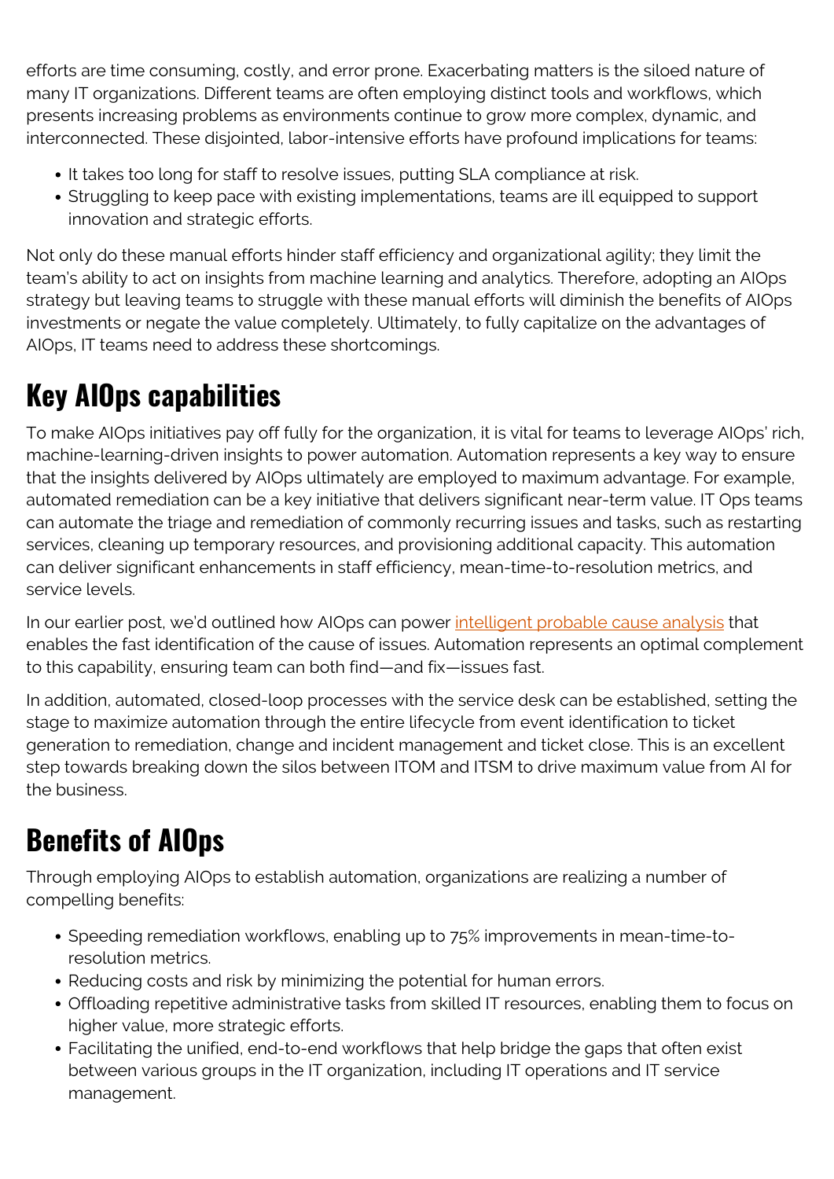efforts are time consuming, costly, and error prone. Exacerbating matters is the siloed nature of many IT organizations. Different teams are often employing distinct tools and workflows, which presents increasing problems as environments continue to grow more complex, dynamic, and interconnected. These disjointed, labor-intensive efforts have profound implications for teams:

- It takes too long for staff to resolve issues, putting SLA compliance at risk.
- Struggling to keep pace with existing implementations, teams are ill equipped to support innovation and strategic efforts.

Not only do these manual efforts hinder staff efficiency and organizational agility; they limit the team's ability to act on insights from machine learning and analytics. Therefore, adopting an AIOps strategy but leaving teams to struggle with these manual efforts will diminish the benefits of AIOps investments or negate the value completely. Ultimately, to fully capitalize on the advantages of AIOps, IT teams need to address these shortcomings.

## Key AIOps capabilities

To make AIOps initiatives pay off fully for the organization, it is vital for teams to leverage AIOps' rich, machine-learning-driven insights to power automation. Automation represents a key way to ensure that the insights delivered by AIOps ultimately are employed to maximum advantage. For example, automated remediation can be a key initiative that delivers significant near-term value. IT Ops teams can automate the triage and remediation of commonly recurring issues and tasks, such as restarting services, cleaning up temporary resources, and provisioning additional capacity. This automation can deliver significant enhancements in staff efficiency, mean-time-to-resolution metrics, and service levels.

In our earlier post, we'd outlined how AIOps can power intelligent probable cause analysis that enables the fast identification of the cause of issues. Automation represents an optimal complement to this capability, ensuring team can both find—and fix—issues fast.

In addition, automated, closed-loop processes with the service desk can be established, setting the stage to maximize automation through the entire lifecycle from event identification to ticket generation to remediation, change and incident management and ticket close. This is an excellent step towards breaking down the silos between ITOM and ITSM to drive maximum value from AI for the business.

## Benefits of AIOps

Through employing AIOps to establish automation, organizations are realizing a number of compelling benefits:

- Speeding remediation workflows, enabling up to 75% improvements in mean-time-to-resolution metrics.
- Reducing costs and risk by minimizing the potential for human errors.
- Offloading repetitive administrative tasks from skilled IT resources, enabling them to focus on higher value, more strategic efforts.
- Facilitating the unified, end-to-end workflows that help bridge the gaps that often exist between various groups in the IT organization, including IT operations and IT service management.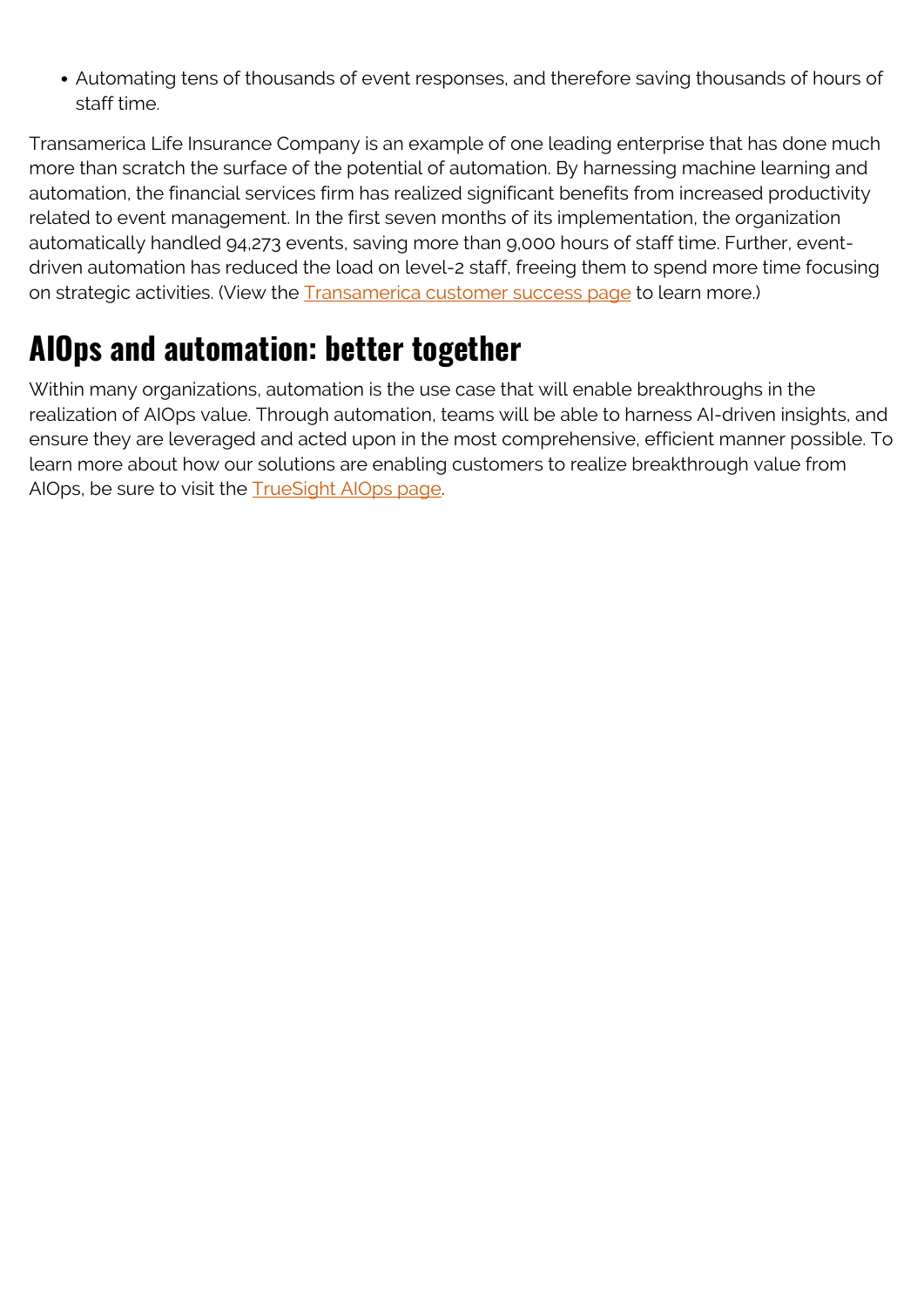- Automating tens of thousands of event responses, and therefore saving thousands of hours of staff time.

Transamerica Life Insurance Company is an example of one leading enterprise that has done much more than scratch the surface of the potential of automation. By harnessing machine learning and automation, the financial services firm has realized significant benefits from increased productivity related to event management. In the first seven months of its implementation, the organization automatically handled 94,273 events, saving more than 9,000 hours of staff time. Further, event-driven automation has reduced the load on level-2 staff, freeing them to spend more time focusing on strategic activities. (View the Transamerica customer success page to learn more.)

## AIOps and automation: better together

Within many organizations, automation is the use case that will enable breakthroughs in the realization of AIOps value. Through automation, teams will be able to harness AI-driven insights, and ensure they are leveraged and acted upon in the most comprehensive, efficient manner possible. To learn more about how our solutions are enabling customers to realize breakthrough value from AIOps, be sure to visit the TrueSight AIOps page.